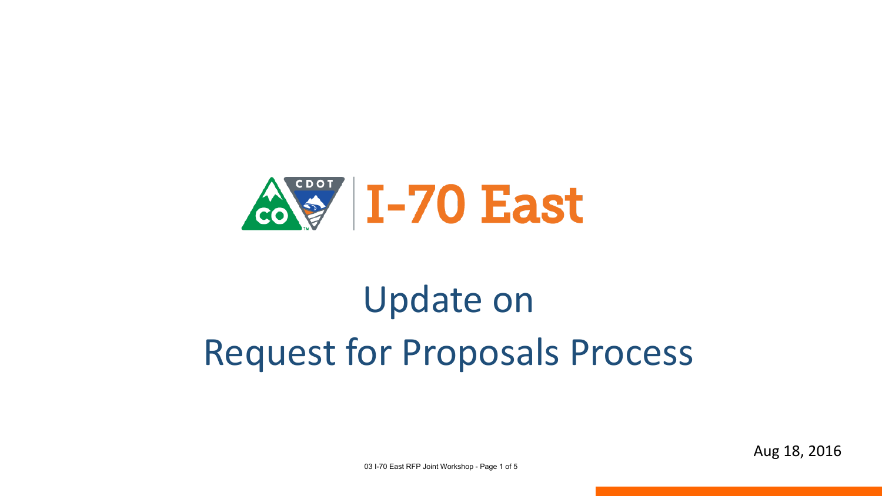# I-70 East

## Update on Request for Proposals Process

Aug 18, 2016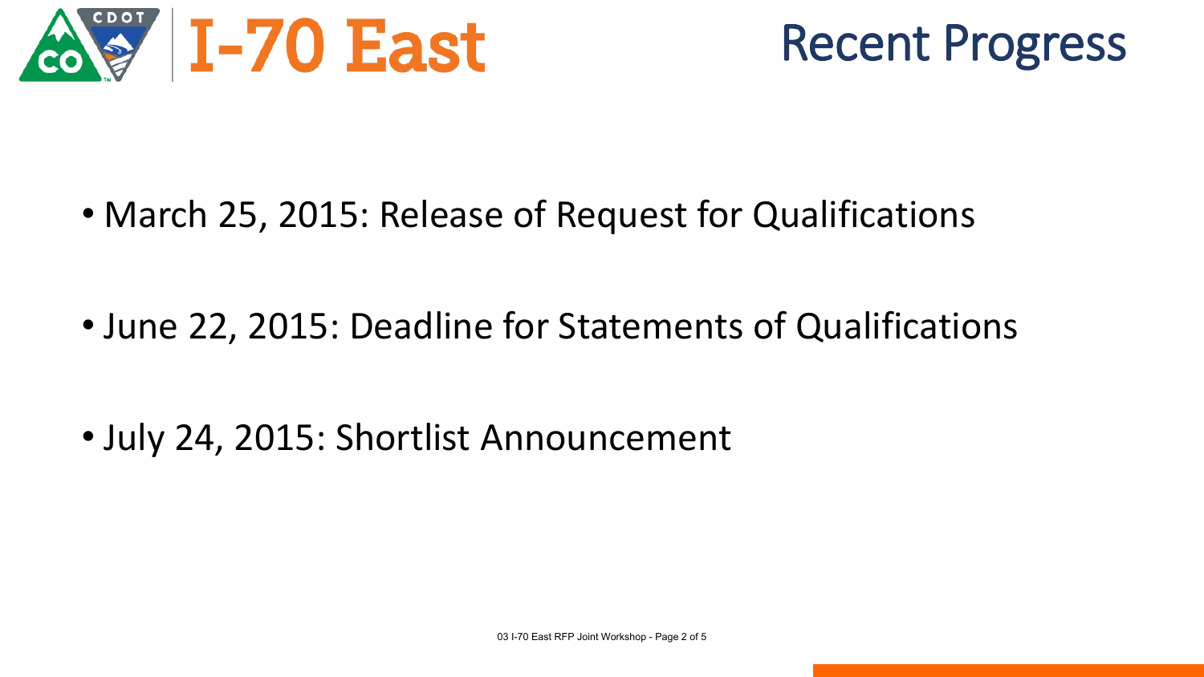# I-70 East

## Recent Progress

- March 25, 2015: Release of Request for Qualifications
- June 22, 2015: Deadline for Statements of Qualifications
- July 24, 2015: Shortlist Announcement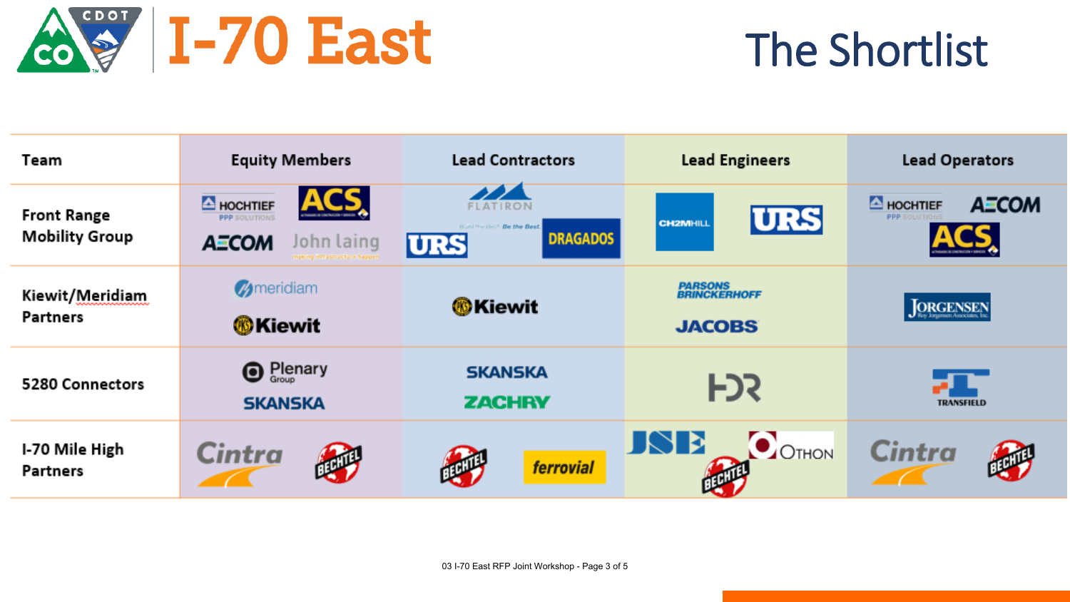# I-70 East

## The Shortlist

| Team | Equity Members | Lead Contractors | Lead Engineers | Lead Operators |
| --- | --- | --- | --- | --- |
| Front Range Mobility Group | HOCHTIEF PPP Solutions, ACS, AECOM, John Laing | Flatiron, URS, Dragados | CH2M HILL, URS | HOCHTIEF PPP Solutions, AECOM, ACS |
| Kiewit/Meridiam Partners | Meridiam, Kiewit | Kiewit | Parsons Brinckerhoff, Jacobs | Jorgensen |
| 5280 Connectors | Plenary Group, Skanska | Skanska, Zachry | HDR | Transfield |
| I-70 Mile High Partners | Cintra, Bechtel | Bechtel, Ferrovial | JSE, Othon, Bechtel | Cintra, Bechtel |

03 I-70 East RFP Joint Workshop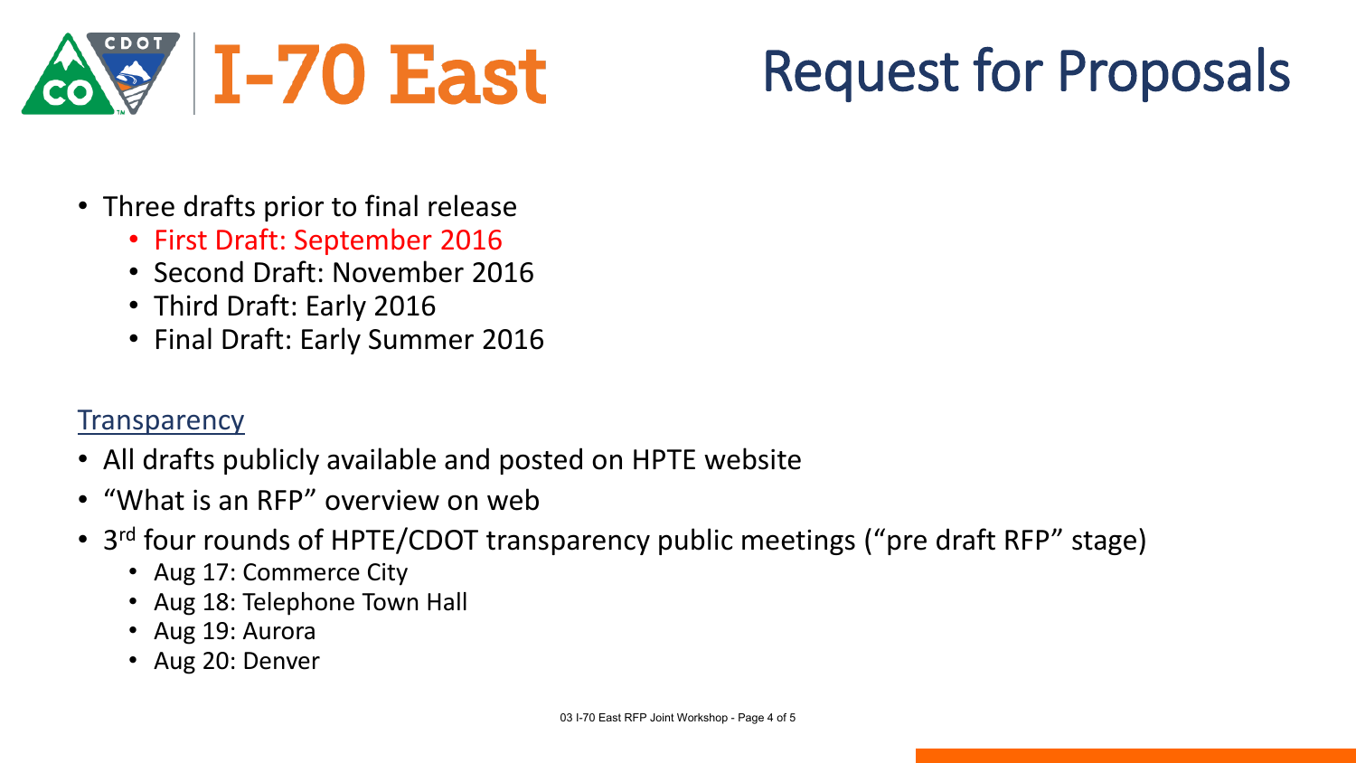# I-70 East

# Request for Proposals

- Three drafts prior to final release
  - First Draft: September 2016
  - Second Draft: November 2016
  - Third Draft: Early 2016
  - Final Draft: Early Summer 2016

## Transparency

- All drafts publicly available and posted on HPTE website
- "What is an RFP" overview on web
- 3rd four rounds of HPTE/CDOT transparency public meetings ("pre draft RFP" stage)
  - Aug 17: Commerce City
  - Aug 18: Telephone Town Hall
  - Aug 19: Aurora
  - Aug 20: Denver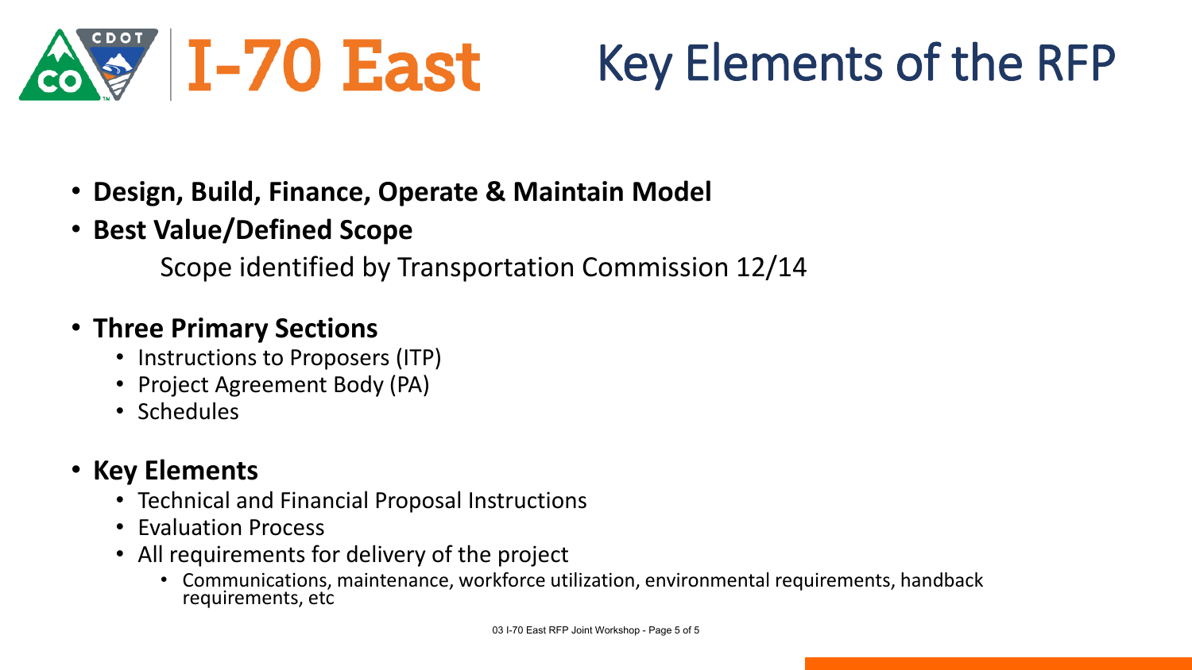# I-70 East — Key Elements of the RFP

- **Design, Build, Finance, Operate & Maintain Model**
- **Best Value/Defined Scope**

  Scope identified by Transportation Commission 12/14

- **Three Primary Sections**
  - Instructions to Proposers (ITP)
  - Project Agreement Body (PA)
  - Schedules

- **Key Elements**
  - Technical and Financial Proposal Instructions
  - Evaluation Process
  - All requirements for delivery of the project
    - Communications, maintenance, workforce utilization, environmental requirements, handback requirements, etc